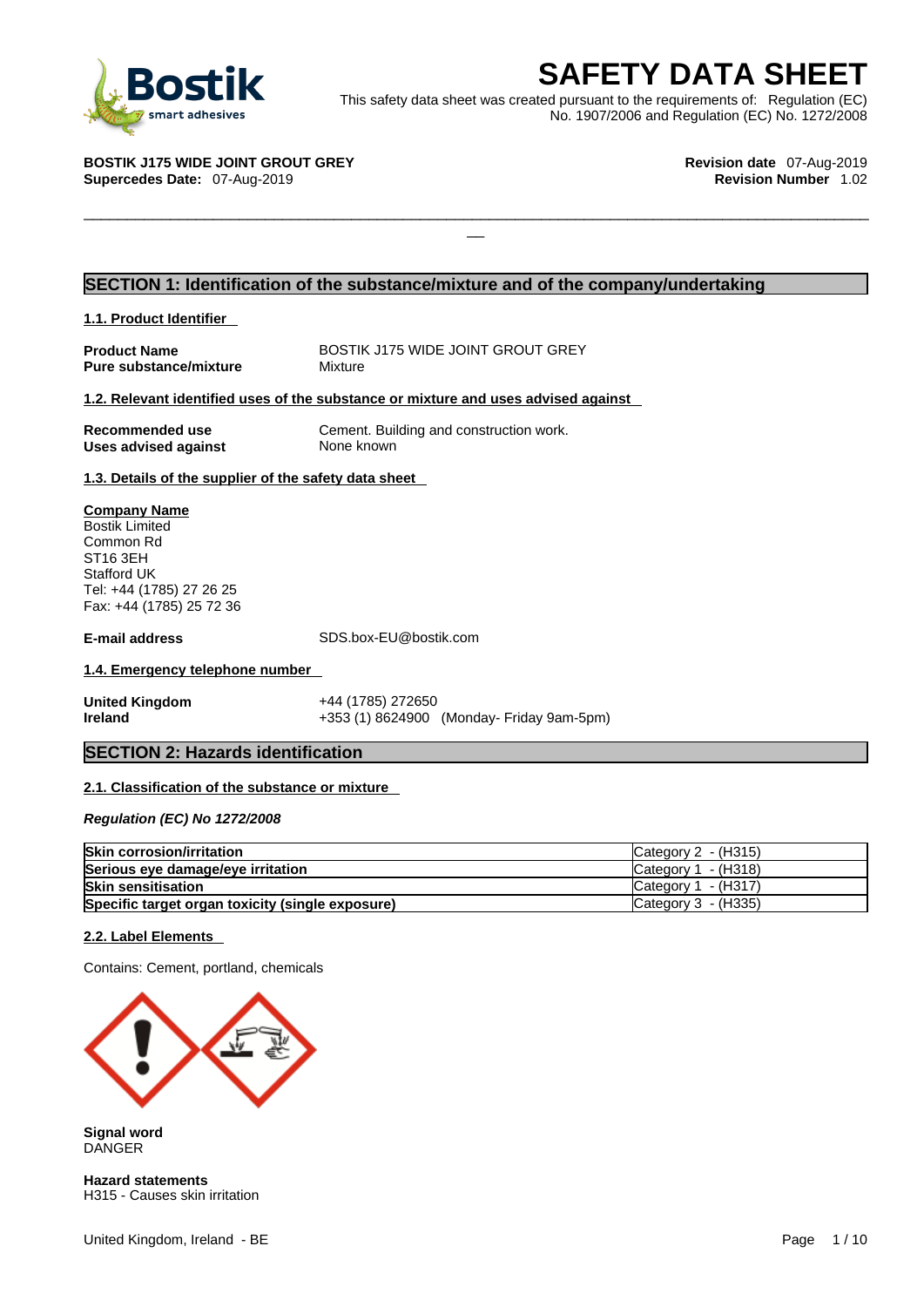# SAFETY DATA SHEET

This safety data sheet was created pursuant to the requirements of: Regulation (EC) No. 1907/2006 and Regulation (EC) No. 1272/2008

**BOSTIK J175 WIDE JOINT GROUT GREY**
**Supercedes Date:** 07-Aug-2019

**Revision date** 07-Aug-2019
**Revision Number** 1.02

## SECTION 1: Identification of the substance/mixture and of the company/undertaking

### 1.1. Product Identifier

**Product Name** BOSTIK J175 WIDE JOINT GROUT GREY
**Pure substance/mixture** Mixture

### 1.2. Relevant identified uses of the substance or mixture and uses advised against

**Recommended use** Cement. Building and construction work.
**Uses advised against** None known

### 1.3. Details of the supplier of the safety data sheet

**Company Name**
Bostik Limited
Common Rd
ST16 3EH
Stafford UK
Tel: +44 (1785) 27 26 25
Fax: +44 (1785) 25 72 36

**E-mail address** SDS.box-EU@bostik.com

### 1.4. Emergency telephone number

**United Kingdom** +44 (1785) 272650
**Ireland** +353 (1) 8624900 (Monday- Friday 9am-5pm)

## SECTION 2: Hazards identification

### 2.1. Classification of the substance or mixture

*Regulation (EC) No 1272/2008*

| | |
|---|---|
| **Skin corrosion/irritation** | Category 2 - (H315) |
| **Serious eye damage/eye irritation** | Category 1 - (H318) |
| **Skin sensitisation** | Category 1 - (H317) |
| **Specific target organ toxicity (single exposure)** | Category 3 - (H335) |

### 2.2. Label Elements

Contains: Cement, portland, chemicals

**Signal word**
DANGER

**Hazard statements**
H315 - Causes skin irritation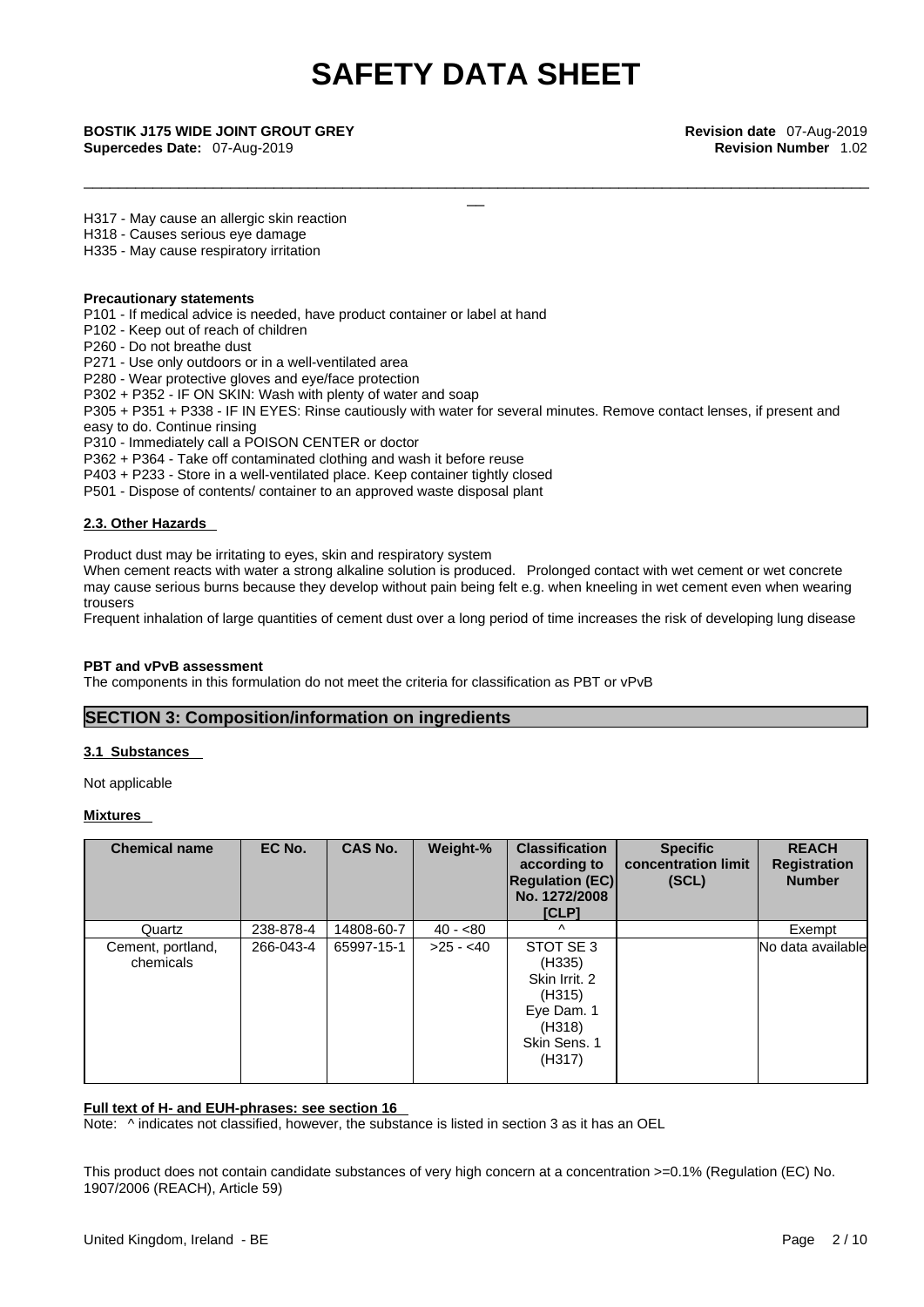H317 - May cause an allergic skin reaction
H318 - Causes serious eye damage
H335 - May cause respiratory irritation

**Precautionary statements**

P101 - If medical advice is needed, have product container or label at hand
P102 - Keep out of reach of children
P260 - Do not breathe dust
P271 - Use only outdoors or in a well-ventilated area
P280 - Wear protective gloves and eye/face protection
P302 + P352 - IF ON SKIN: Wash with plenty of water and soap
P305 + P351 + P338 - IF IN EYES: Rinse cautiously with water for several minutes. Remove contact lenses, if present and easy to do. Continue rinsing
P310 - Immediately call a POISON CENTER or doctor
P362 + P364 - Take off contaminated clothing and wash it before reuse
P403 + P233 - Store in a well-ventilated place. Keep container tightly closed
P501 - Dispose of contents/ container to an approved waste disposal plant

**2.3. Other Hazards**

Product dust may be irritating to eyes, skin and respiratory system
When cement reacts with water a strong alkaline solution is produced. Prolonged contact with wet cement or wet concrete may cause serious burns because they develop without pain being felt e.g. when kneeling in wet cement even when wearing trousers
Frequent inhalation of large quantities of cement dust over a long period of time increases the risk of developing lung disease

**PBT and vPvB assessment**

The components in this formulation do not meet the criteria for classification as PBT or vPvB

## SECTION 3: Composition/information on ingredients

**3.1 Substances**

Not applicable

**Mixtures**

| Chemical name | EC No. | CAS No. | Weight-% | Classification according to Regulation (EC) No. 1272/2008 [CLP] | Specific concentration limit (SCL) | REACH Registration Number |
|---|---|---|---|---|---|---|
| Quartz | 238-878-4 | 14808-60-7 | 40 - <80 | ^ | | Exempt |
| Cement, portland, chemicals | 266-043-4 | 65997-15-1 | >25 - <40 | STOT SE 3 (H335) Skin Irrit. 2 (H315) Eye Dam. 1 (H318) Skin Sens. 1 (H317) | | No data available |

**Full text of H- and EUH-phrases: see section 16**

Note: ^ indicates not classified, however, the substance is listed in section 3 as it has an OEL

This product does not contain candidate substances of very high concern at a concentration >=0.1% (Regulation (EC) No. 1907/2006 (REACH), Article 59)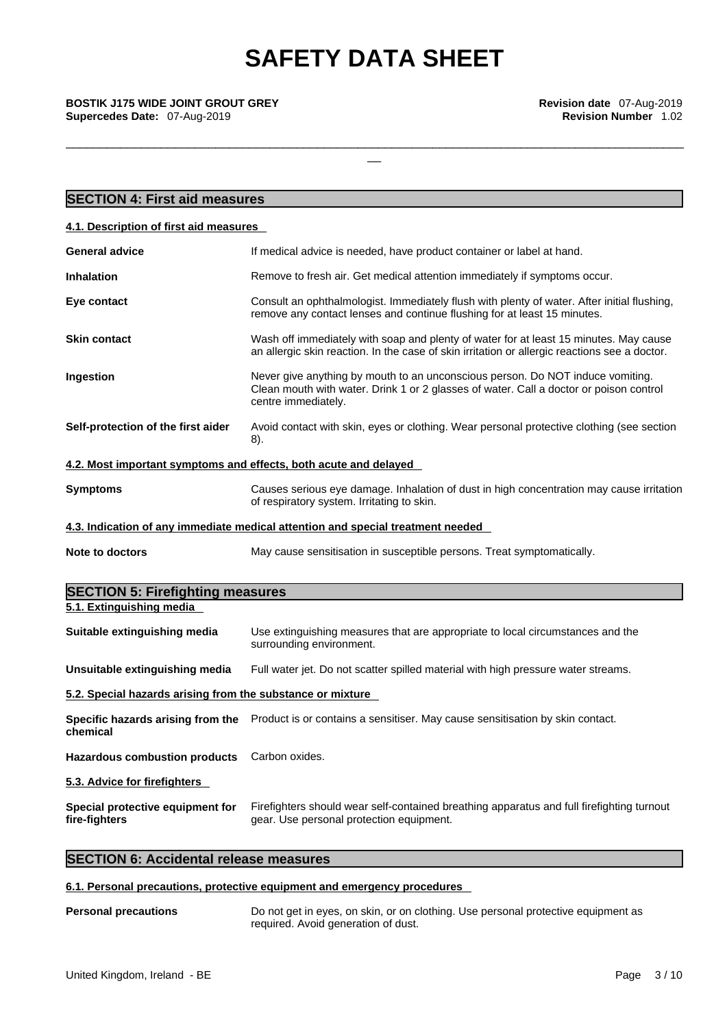## SECTION 4: First aid measures

### 4.1. Description of first aid measures

**General advice** If medical advice is needed, have product container or label at hand.

**Inhalation** Remove to fresh air. Get medical attention immediately if symptoms occur.

**Eye contact** Consult an ophthalmologist. Immediately flush with plenty of water. After initial flushing, remove any contact lenses and continue flushing for at least 15 minutes.

**Skin contact** Wash off immediately with soap and plenty of water for at least 15 minutes. May cause an allergic skin reaction. In the case of skin irritation or allergic reactions see a doctor.

**Ingestion** Never give anything by mouth to an unconscious person. Do NOT induce vomiting. Clean mouth with water. Drink 1 or 2 glasses of water. Call a doctor or poison control centre immediately.

**Self-protection of the first aider** Avoid contact with skin, eyes or clothing. Wear personal protective clothing (see section 8).

### 4.2. Most important symptoms and effects, both acute and delayed

**Symptoms** Causes serious eye damage. Inhalation of dust in high concentration may cause irritation of respiratory system. Irritating to skin.

### 4.3. Indication of any immediate medical attention and special treatment needed

**Note to doctors** May cause sensitisation in susceptible persons. Treat symptomatically.

## SECTION 5: Firefighting measures

### 5.1. Extinguishing media

**Suitable extinguishing media** Use extinguishing measures that are appropriate to local circumstances and the surrounding environment.

**Unsuitable extinguishing media** Full water jet. Do not scatter spilled material with high pressure water streams.

### 5.2. Special hazards arising from the substance or mixture

**Specific hazards arising from the chemical** Product is or contains a sensitiser. May cause sensitisation by skin contact.

**Hazardous combustion products** Carbon oxides.

### 5.3. Advice for firefighters

**Special protective equipment for fire-fighters** Firefighters should wear self-contained breathing apparatus and full firefighting turnout gear. Use personal protection equipment.

## SECTION 6: Accidental release measures

### 6.1. Personal precautions, protective equipment and emergency procedures

**Personal precautions** Do not get in eyes, on skin, or on clothing. Use personal protective equipment as required. Avoid generation of dust.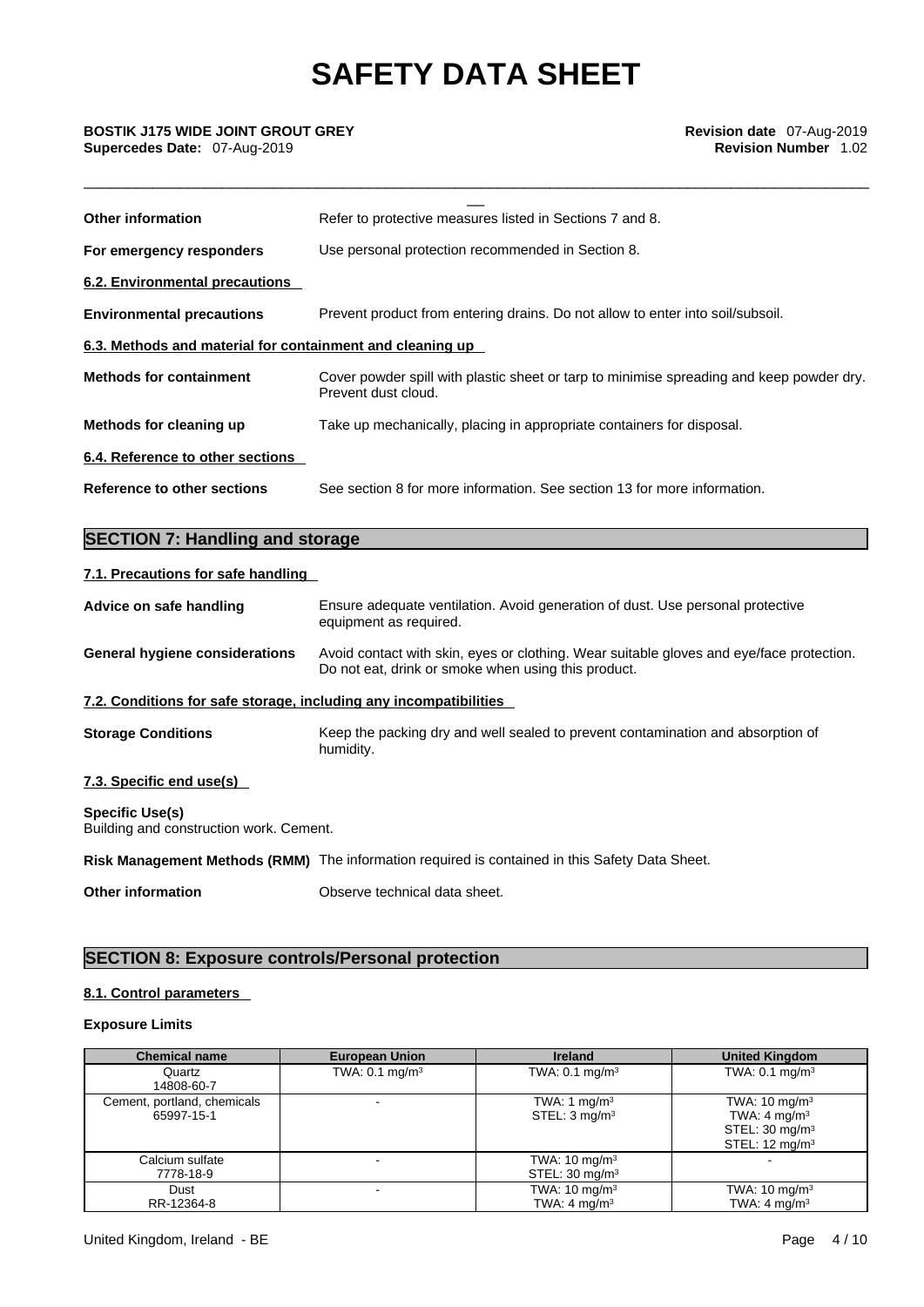| | |
|---|---|
| **Other information** | Refer to protective measures listed in Sections 7 and 8. |
| **For emergency responders** | Use personal protection recommended in Section 8. |

**6.2. Environmental precautions**

| | |
|---|---|
| **Environmental precautions** | Prevent product from entering drains. Do not allow to enter into soil/subsoil. |

**6.3. Methods and material for containment and cleaning up**

| | |
|---|---|
| **Methods for containment** | Cover powder spill with plastic sheet or tarp to minimise spreading and keep powder dry. Prevent dust cloud. |
| **Methods for cleaning up** | Take up mechanically, placing in appropriate containers for disposal. |

**6.4. Reference to other sections**

| | |
|---|---|
| **Reference to other sections** | See section 8 for more information. See section 13 for more information. |

## SECTION 7: Handling and storage

**7.1. Precautions for safe handling**

| | |
|---|---|
| **Advice on safe handling** | Ensure adequate ventilation. Avoid generation of dust. Use personal protective equipment as required. |
| **General hygiene considerations** | Avoid contact with skin, eyes or clothing. Wear suitable gloves and eye/face protection. Do not eat, drink or smoke when using this product. |

**7.2. Conditions for safe storage, including any incompatibilities**

| | |
|---|---|
| **Storage Conditions** | Keep the packing dry and well sealed to prevent contamination and absorption of humidity. |

**7.3. Specific end use(s)**

**Specific Use(s)**
Building and construction work. Cement.

| | |
|---|---|
| **Risk Management Methods (RMM)** | The information required is contained in this Safety Data Sheet. |
| **Other information** | Observe technical data sheet. |

## SECTION 8: Exposure controls/Personal protection

**8.1. Control parameters**

**Exposure Limits**

| Chemical name | European Union | Ireland | United Kingdom |
|---|---|---|---|
| Quartz<br>14808-60-7 | TWA: 0.1 mg/m³ | TWA: 0.1 mg/m³ | TWA: 0.1 mg/m³ |
| Cement, portland, chemicals<br>65997-15-1 | - | TWA: 1 mg/m³<br>STEL: 3 mg/m³ | TWA: 10 mg/m³<br>TWA: 4 mg/m³<br>STEL: 30 mg/m³<br>STEL: 12 mg/m³ |
| Calcium sulfate<br>7778-18-9 | - | TWA: 10 mg/m³<br>STEL: 30 mg/m³ | - |
| Dust<br>RR-12364-8 | - | TWA: 10 mg/m³<br>TWA: 4 mg/m³ | TWA: 10 mg/m³<br>TWA: 4 mg/m³ |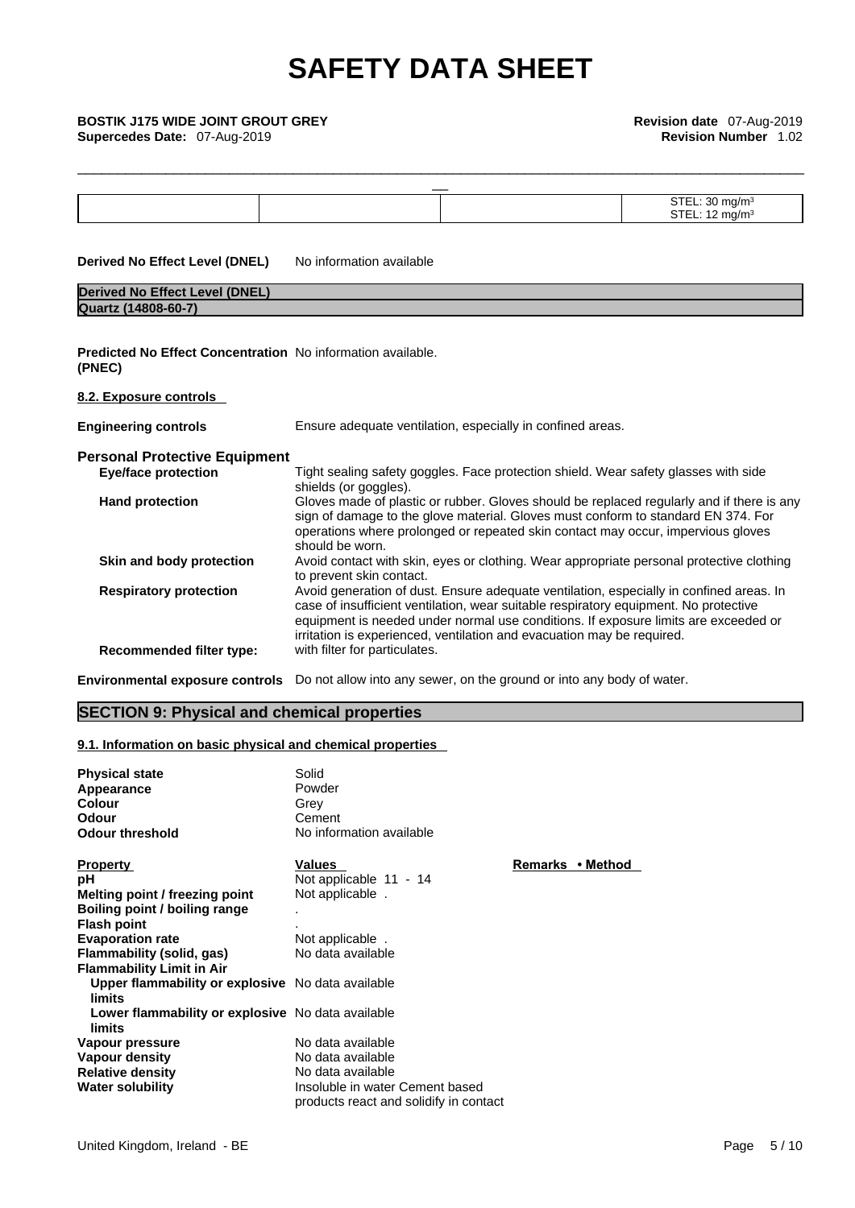| | | | STEL: 30 mg/m³ STEL: 12 mg/m³ |
|---|---|---|---|

**Derived No Effect Level (DNEL)** No information available

| Derived No Effect Level (DNEL) |
|---|
| Quartz (14808-60-7) |

**Predicted No Effect Concentration (PNEC)** No information available.

**8.2. Exposure controls**

**Engineering controls** Ensure adequate ventilation, especially in confined areas.

**Personal Protective Equipment**

**Eye/face protection** Tight sealing safety goggles. Face protection shield. Wear safety glasses with side shields (or goggles).

**Hand protection** Gloves made of plastic or rubber. Gloves should be replaced regularly and if there is any sign of damage to the glove material. Gloves must conform to standard EN 374. For operations where prolonged or repeated skin contact may occur, impervious gloves should be worn.

**Skin and body protection** Avoid contact with skin, eyes or clothing. Wear appropriate personal protective clothing to prevent skin contact.

**Respiratory protection** Avoid generation of dust. Ensure adequate ventilation, especially in confined areas. In case of insufficient ventilation, wear suitable respiratory equipment. No protective equipment is needed under normal use conditions. If exposure limits are exceeded or irritation is experienced, ventilation and evacuation may be required.

**Recommended filter type:** with filter for particulates.

**Environmental exposure controls** Do not allow into any sewer, on the ground or into any body of water.

## SECTION 9: Physical and chemical properties

**9.1. Information on basic physical and chemical properties**

**Physical state** Solid
**Appearance** Powder
**Colour** Grey
**Odour** Cement
**Odour threshold** No information available

| Property | Values | Remarks • Method |
|---|---|---|
| **pH** | Not applicable 11 - 14 | |
| **Melting point / freezing point** | Not applicable . | |
| **Boiling point / boiling range** | . | |
| **Flash point** | . | |
| **Evaporation rate** | Not applicable . | |
| **Flammability (solid, gas)** | No data available | |
| **Flammability Limit in Air** | | |
| **Upper flammability or explosive limits** | No data available | |
| **Lower flammability or explosive limits** | No data available | |
| **Vapour pressure** | No data available | |
| **Vapour density** | No data available | |
| **Relative density** | No data available | |
| **Water solubility** | Insoluble in water Cement based products react and solidify in contact | |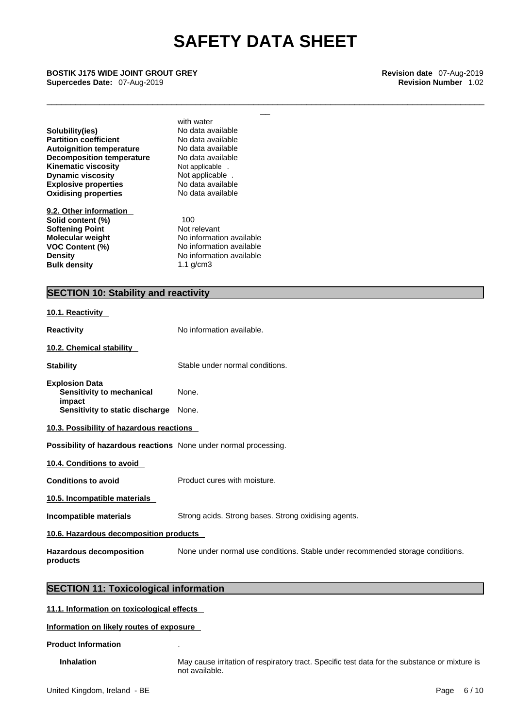| | |
|---|---|
| | with water |
| **Solubility(ies)** | No data available |
| **Partition coefficient** | No data available |
| **Autoignition temperature** | No data available |
| **Decomposition temperature** | No data available |
| **Kinematic viscosity** | Not applicable . |
| **Dynamic viscosity** | Not applicable . |
| **Explosive properties** | No data available |
| **Oxidising properties** | No data available |

**9.2. Other information**

| | |
|---|---|
| **Solid content (%)** | 100 |
| **Softening Point** | Not relevant |
| **Molecular weight** | No information available |
| **VOC Content (%)** | No information available |
| **Density** | No information available |
| **Bulk density** | 1.1 g/cm3 |

## SECTION 10: Stability and reactivity

**10.1. Reactivity**

**Reactivity** No information available.

**10.2. Chemical stability**

**Stability** Stable under normal conditions.

**Explosion Data**
**Sensitivity to mechanical impact** None.
**Sensitivity to static discharge** None.

**10.3. Possibility of hazardous reactions**

**Possibility of hazardous reactions** None under normal processing.

**10.4. Conditions to avoid**

**Conditions to avoid** Product cures with moisture.

**10.5. Incompatible materials**

**Incompatible materials** Strong acids. Strong bases. Strong oxidising agents.

**10.6. Hazardous decomposition products**

**Hazardous decomposition products** None under normal use conditions. Stable under recommended storage conditions.

## SECTION 11: Toxicological information

**11.1. Information on toxicological effects**

**Information on likely routes of exposure**

**Product Information** .

**Inhalation** May cause irritation of respiratory tract. Specific test data for the substance or mixture is not available.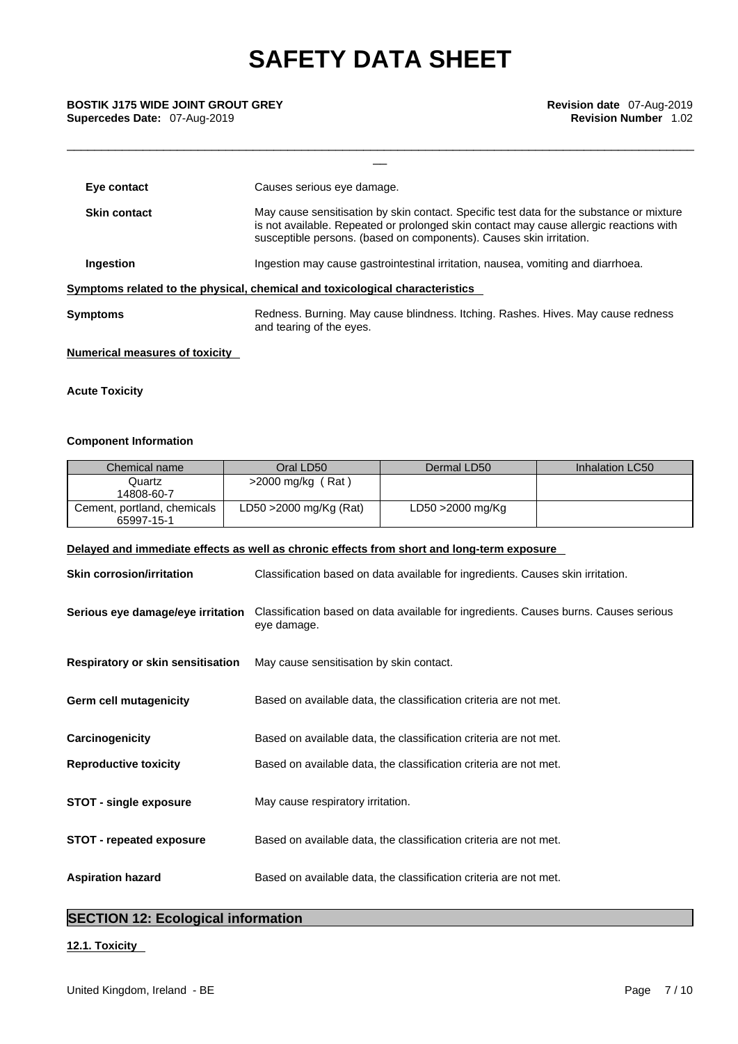| | |
|---|---|
| **Eye contact** | Causes serious eye damage. |
| **Skin contact** | May cause sensitisation by skin contact. Specific test data for the substance or mixture is not available. Repeated or prolonged skin contact may cause allergic reactions with susceptible persons. (based on components). Causes skin irritation. |
| **Ingestion** | Ingestion may cause gastrointestinal irritation, nausea, vomiting and diarrhoea. |

**Symptoms related to the physical, chemical and toxicological characteristics**

| | |
|---|---|
| **Symptoms** | Redness. Burning. May cause blindness. Itching. Rashes. Hives. May cause redness and tearing of the eyes. |

**Numerical measures of toxicity**

**Acute Toxicity**

**Component Information**

| Chemical name | Oral LD50 | Dermal LD50 | Inhalation LC50 |
|---|---|---|---|
| Quartz<br>14808-60-7 | >2000 mg/kg ( Rat ) | | |
| Cement, portland, chemicals<br>65997-15-1 | LD50 >2000 mg/Kg (Rat) | LD50 >2000 mg/Kg | |

**Delayed and immediate effects as well as chronic effects from short and long-term exposure**

| | |
|---|---|
| **Skin corrosion/irritation** | Classification based on data available for ingredients. Causes skin irritation. |
| **Serious eye damage/eye irritation** | Classification based on data available for ingredients. Causes burns. Causes serious eye damage. |
| **Respiratory or skin sensitisation** | May cause sensitisation by skin contact. |
| **Germ cell mutagenicity** | Based on available data, the classification criteria are not met. |
| **Carcinogenicity** | Based on available data, the classification criteria are not met. |
| **Reproductive toxicity** | Based on available data, the classification criteria are not met. |
| **STOT - single exposure** | May cause respiratory irritation. |
| **STOT - repeated exposure** | Based on available data, the classification criteria are not met. |
| **Aspiration hazard** | Based on available data, the classification criteria are not met. |

## SECTION 12: Ecological information

**12.1. Toxicity**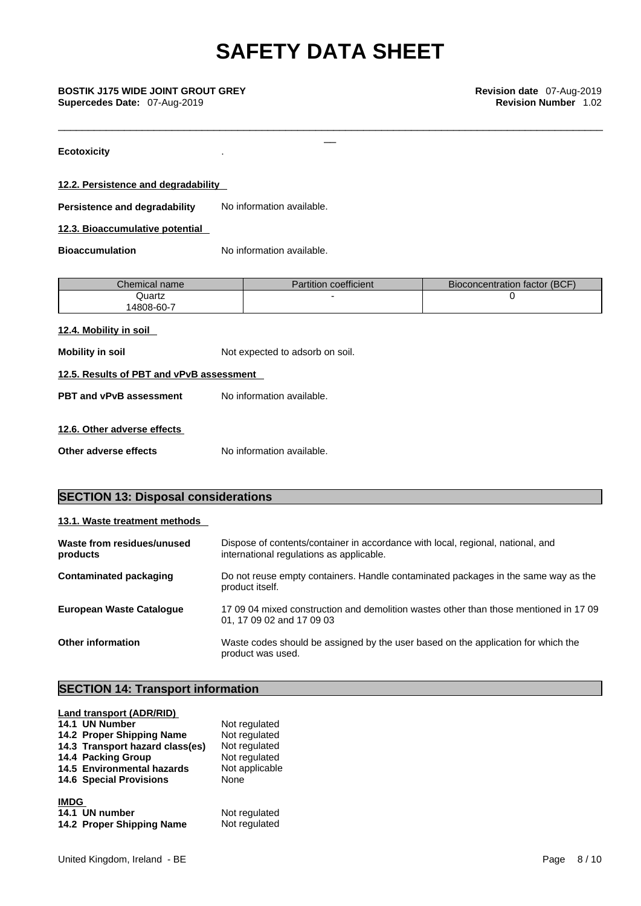**Ecotoxicity** .

### 12.2. Persistence and degradability

**Persistence and degradability** No information available.

### 12.3. Bioaccumulative potential

**Bioaccumulation** No information available.

| Chemical name | Partition coefficient | Bioconcentration factor (BCF) |
|---|---|---|
| Quartz<br>14808-60-7 | - | 0 |

### 12.4. Mobility in soil

**Mobility in soil** Not expected to adsorb on soil.

### 12.5. Results of PBT and vPvB assessment

**PBT and vPvB assessment** No information available.

### 12.6. Other adverse effects

**Other adverse effects** No information available.

## SECTION 13: Disposal considerations

### 13.1. Waste treatment methods

**Waste from residues/unused products** Dispose of contents/container in accordance with local, regional, national, and international regulations as applicable.

**Contaminated packaging** Do not reuse empty containers. Handle contaminated packages in the same way as the product itself.

**European Waste Catalogue** 17 09 04 mixed construction and demolition wastes other than those mentioned in 17 09 01, 17 09 02 and 17 09 03

**Other information** Waste codes should be assigned by the user based on the application for which the product was used.

## SECTION 14: Transport information

**Land transport (ADR/RID)**

**14.1 UN Number** Not regulated
**14.2 Proper Shipping Name** Not regulated
**14.3 Transport hazard class(es)** Not regulated
**14.4 Packing Group** Not regulated
**14.5 Environmental hazards** Not applicable
**14.6 Special Provisions** None

**IMDG**

**14.1 UN number** Not regulated
**14.2 Proper Shipping Name** Not regulated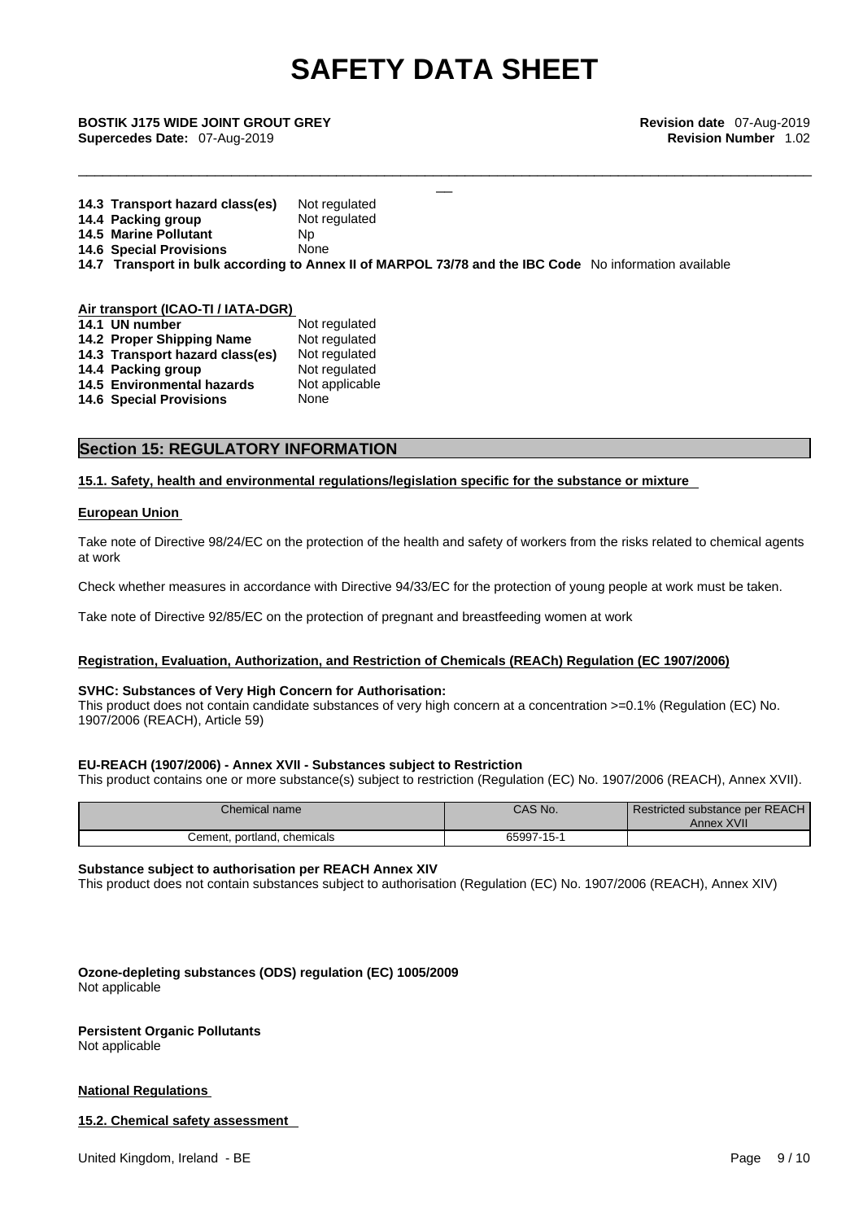**14.3 Transport hazard class(es)** Not regulated
**14.4 Packing group** Not regulated
**14.5 Marine Pollutant** Np
**14.6 Special Provisions** None
**14.7 Transport in bulk according to Annex II of MARPOL 73/78 and the IBC Code** No information available

**Air transport (ICAO-TI / IATA-DGR)**

**14.1 UN number** Not regulated
**14.2 Proper Shipping Name** Not regulated
**14.3 Transport hazard class(es)** Not regulated
**14.4 Packing group** Not regulated
**14.5 Environmental hazards** Not applicable
**14.6 Special Provisions** None

## Section 15: REGULATORY INFORMATION

### 15.1. Safety, health and environmental regulations/legislation specific for the substance or mixture

**European Union**

Take note of Directive 98/24/EC on the protection of the health and safety of workers from the risks related to chemical agents at work

Check whether measures in accordance with Directive 94/33/EC for the protection of young people at work must be taken.

Take note of Directive 92/85/EC on the protection of pregnant and breastfeeding women at work

**Registration, Evaluation, Authorization, and Restriction of Chemicals (REACh) Regulation (EC 1907/2006)**

**SVHC: Substances of Very High Concern for Authorisation:**
This product does not contain candidate substances of very high concern at a concentration >=0.1% (Regulation (EC) No. 1907/2006 (REACH), Article 59)

**EU-REACH (1907/2006) - Annex XVII - Substances subject to Restriction**
This product contains one or more substance(s) subject to restriction (Regulation (EC) No. 1907/2006 (REACH), Annex XVII).

| Chemical name | CAS No. | Restricted substance per REACH Annex XVII |
|---|---|---|
| Cement, portland, chemicals | 65997-15-1 | |

**Substance subject to authorisation per REACH Annex XIV**
This product does not contain substances subject to authorisation (Regulation (EC) No. 1907/2006 (REACH), Annex XIV)

**Ozone-depleting substances (ODS) regulation (EC) 1005/2009**
Not applicable

**Persistent Organic Pollutants**
Not applicable

**National Regulations**

### 15.2. Chemical safety assessment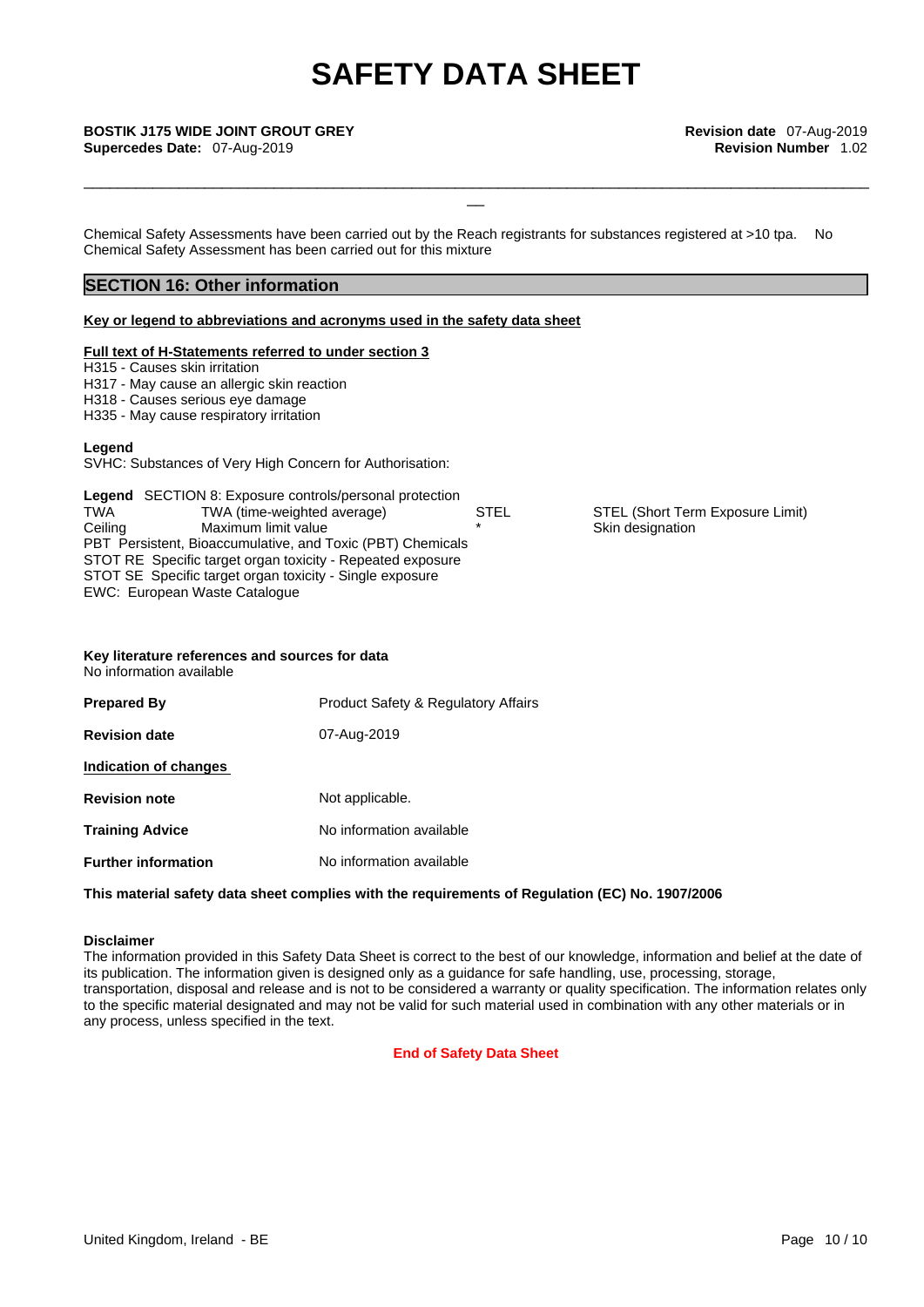Chemical Safety Assessments have been carried out by the Reach registrants for substances registered at >10 tpa. No Chemical Safety Assessment has been carried out for this mixture

## SECTION 16: Other information

**Key or legend to abbreviations and acronyms used in the safety data sheet**

**Full text of H-Statements referred to under section 3**

H315 - Causes skin irritation
H317 - May cause an allergic skin reaction
H318 - Causes serious eye damage
H335 - May cause respiratory irritation

**Legend**
SVHC: Substances of Very High Concern for Authorisation:

**Legend** SECTION 8: Exposure controls/personal protection

| | | | |
|---|---|---|---|
| TWA | TWA (time-weighted average) | STEL | STEL (Short Term Exposure Limit) |
| Ceiling | Maximum limit value | * | Skin designation |

PBT Persistent, Bioaccumulative, and Toxic (PBT) Chemicals
STOT RE Specific target organ toxicity - Repeated exposure
STOT SE Specific target organ toxicity - Single exposure
EWC: European Waste Catalogue

**Key literature references and sources for data**
No information available

**Prepared By** Product Safety & Regulatory Affairs

**Revision date** 07-Aug-2019

**Indication of changes**

**Revision note** Not applicable.

**Training Advice** No information available

**Further information** No information available

**This material safety data sheet complies with the requirements of Regulation (EC) No. 1907/2006**

**Disclaimer**
The information provided in this Safety Data Sheet is correct to the best of our knowledge, information and belief at the date of its publication. The information given is designed only as a guidance for safe handling, use, processing, storage, transportation, disposal and release and is not to be considered a warranty or quality specification. The information relates only to the specific material designated and may not be valid for such material used in combination with any other materials or in any process, unless specified in the text.

**End of Safety Data Sheet**